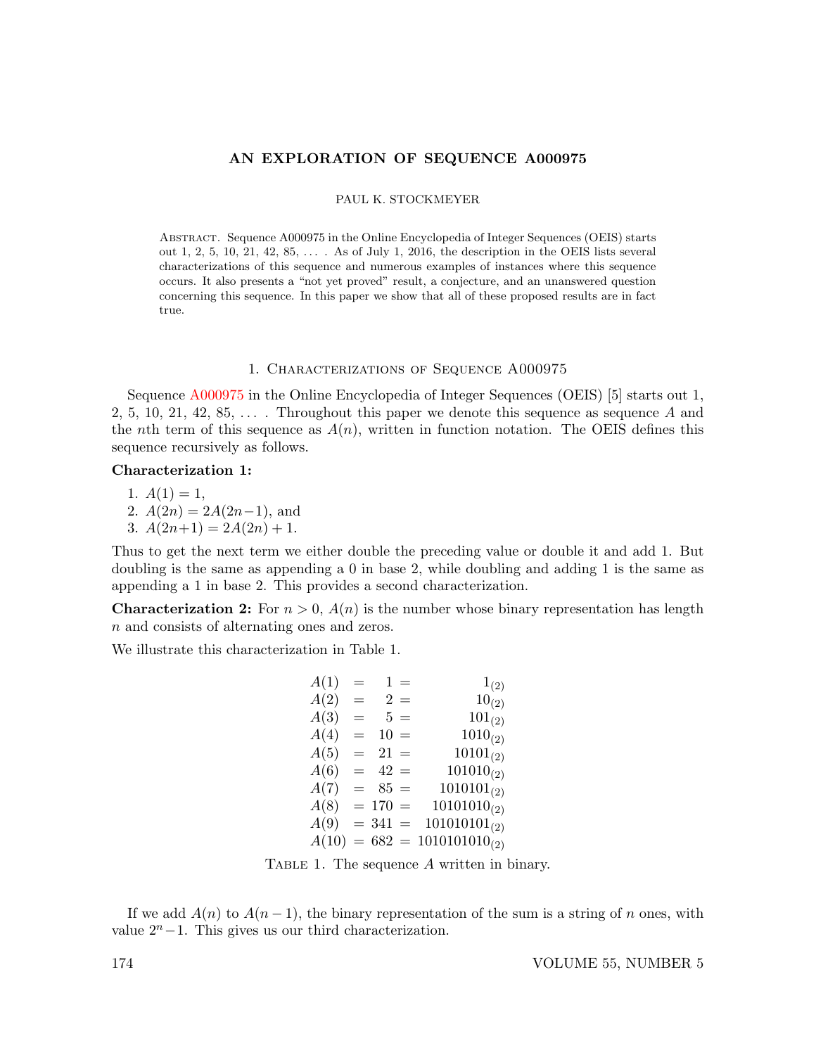# AN EXPLORATION OF SEQUENCE A000975

PAUL K. STOCKMEYER

Abstract. Sequence A000975 in the Online Encyclopedia of Integer Sequences (OEIS) starts out 1, 2, 5, 10, 21, 42, 85, … . As of July 1, 2016, the description in the OEIS lists several characterizations of this sequence and numerous examples of instances where this sequence occurs. It also presents a "not yet proved" result, a conjecture, and an unanswered question concerning this sequence. In this paper we show that all of these proposed results are in fact true.

## 1. Characterizations of Sequence A000975

Sequence A000975 in the Online Encyclopedia of Integer Sequences (OEIS) [5] starts out 1, 2, 5, 10, 21, 42, 85, … . Throughout this paper we denote this sequence as sequence $A$ and the $n$th term of this sequence as $A(n)$, written in function notation. The OEIS defines this sequence recursively as follows.

**Characterization 1:**

1. $A(1) = 1$,
2. $A(2n) = 2A(2n-1)$, and
3. $A(2n+1) = 2A(2n) + 1$.

Thus to get the next term we either double the preceding value or double it and add 1. But doubling is the same as appending a 0 in base 2, while doubling and adding 1 is the same as appending a 1 in base 2. This provides a second characterization.

**Characterization 2:** For $n > 0$, $A(n)$ is the number whose binary representation has length $n$ and consists of alternating ones and zeros.

We illustrate this characterization in Table 1.

| | | | | |
|---|---|---|---|---|
| $A(1)$ | = | 1 | = | $1_{(2)}$ |
| $A(2)$ | = | 2 | = | $10_{(2)}$ |
| $A(3)$ | = | 5 | = | $101_{(2)}$ |
| $A(4)$ | = | 10 | = | $1010_{(2)}$ |
| $A(5)$ | = | 21 | = | $10101_{(2)}$ |
| $A(6)$ | = | 42 | = | $101010_{(2)}$ |
| $A(7)$ | = | 85 | = | $1010101_{(2)}$ |
| $A(8)$ | = | 170 | = | $10101010_{(2)}$ |
| $A(9)$ | = | 341 | = | $101010101_{(2)}$ |
| $A(10)$ | = | 682 | = | $1010101010_{(2)}$ |

Table 1. The sequence $A$ written in binary.

If we add $A(n)$ to $A(n-1)$, the binary representation of the sum is a string of $n$ ones, with value $2^n - 1$. This gives us our third characterization.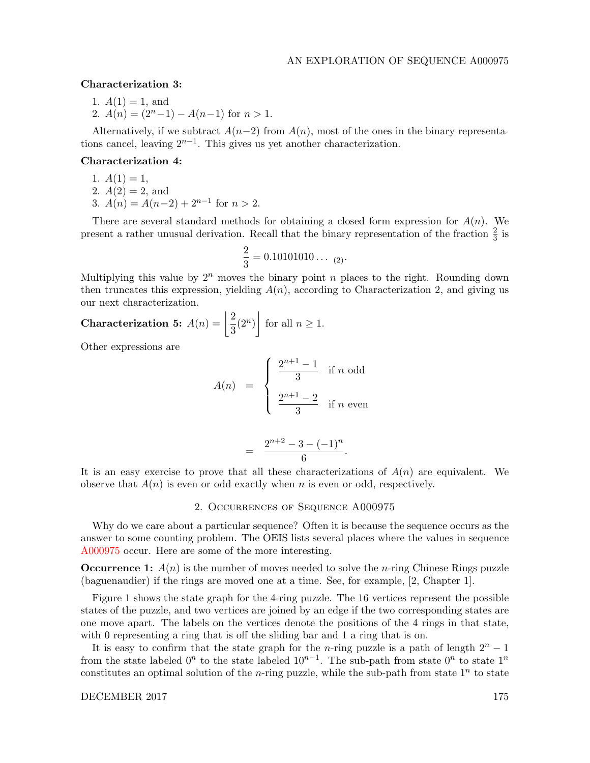**Characterization 3:**

1. $A(1) = 1$, and
2. $A(n) = (2^n - 1) - A(n-1)$ for $n > 1$.

Alternatively, if we subtract $A(n-2)$ from $A(n)$, most of the ones in the binary representations cancel, leaving $2^{n-1}$. This gives us yet another characterization.

**Characterization 4:**

1. $A(1) = 1$,
2. $A(2) = 2$, and
3. $A(n) = A(n-2) + 2^{n-1}$ for $n > 2$.

There are several standard methods for obtaining a closed form expression for $A(n)$. We present a rather unusual derivation. Recall that the binary representation of the fraction $\frac{2}{3}$ is

$$\frac{2}{3} = 0.10101010\ldots_{\ (2)}.$$

Multiplying this value by $2^n$ moves the binary point $n$ places to the right. Rounding down then truncates this expression, yielding $A(n)$, according to Characterization 2, and giving us our next characterization.

**Characterization 5:** $A(n) = \left\lfloor \frac{2}{3}(2^n) \right\rfloor$ for all $n \geq 1$.

Other expressions are

$$A(n) = \begin{cases} \dfrac{2^{n+1} - 1}{3} & \text{if } n \text{ odd} \\[2ex] \dfrac{2^{n+1} - 2}{3} & \text{if } n \text{ even} \end{cases}$$

$$= \frac{2^{n+2} - 3 - (-1)^n}{6}.$$

It is an easy exercise to prove that all these characterizations of $A(n)$ are equivalent. We observe that $A(n)$ is even or odd exactly when $n$ is even or odd, respectively.

## 2. Occurrences of Sequence A000975

Why do we care about a particular sequence? Often it is because the sequence occurs as the answer to some counting problem. The OEIS lists several places where the values in sequence A000975 occur. Here are some of the more interesting.

**Occurrence 1:** $A(n)$ is the number of moves needed to solve the $n$-ring Chinese Rings puzzle (baguenaudier) if the rings are moved one at a time. See, for example, [2, Chapter 1].

Figure 1 shows the state graph for the 4-ring puzzle. The 16 vertices represent the possible states of the puzzle, and two vertices are joined by an edge if the two corresponding states are one move apart. The labels on the vertices denote the positions of the 4 rings in that state, with 0 representing a ring that is off the sliding bar and 1 a ring that is on.

It is easy to confirm that the state graph for the $n$-ring puzzle is a path of length $2^n - 1$ from the state labeled $0^n$ to the state labeled $10^{n-1}$. The sub-path from state $0^n$ to state $1^n$ constitutes an optimal solution of the $n$-ring puzzle, while the sub-path from state $1^n$ to state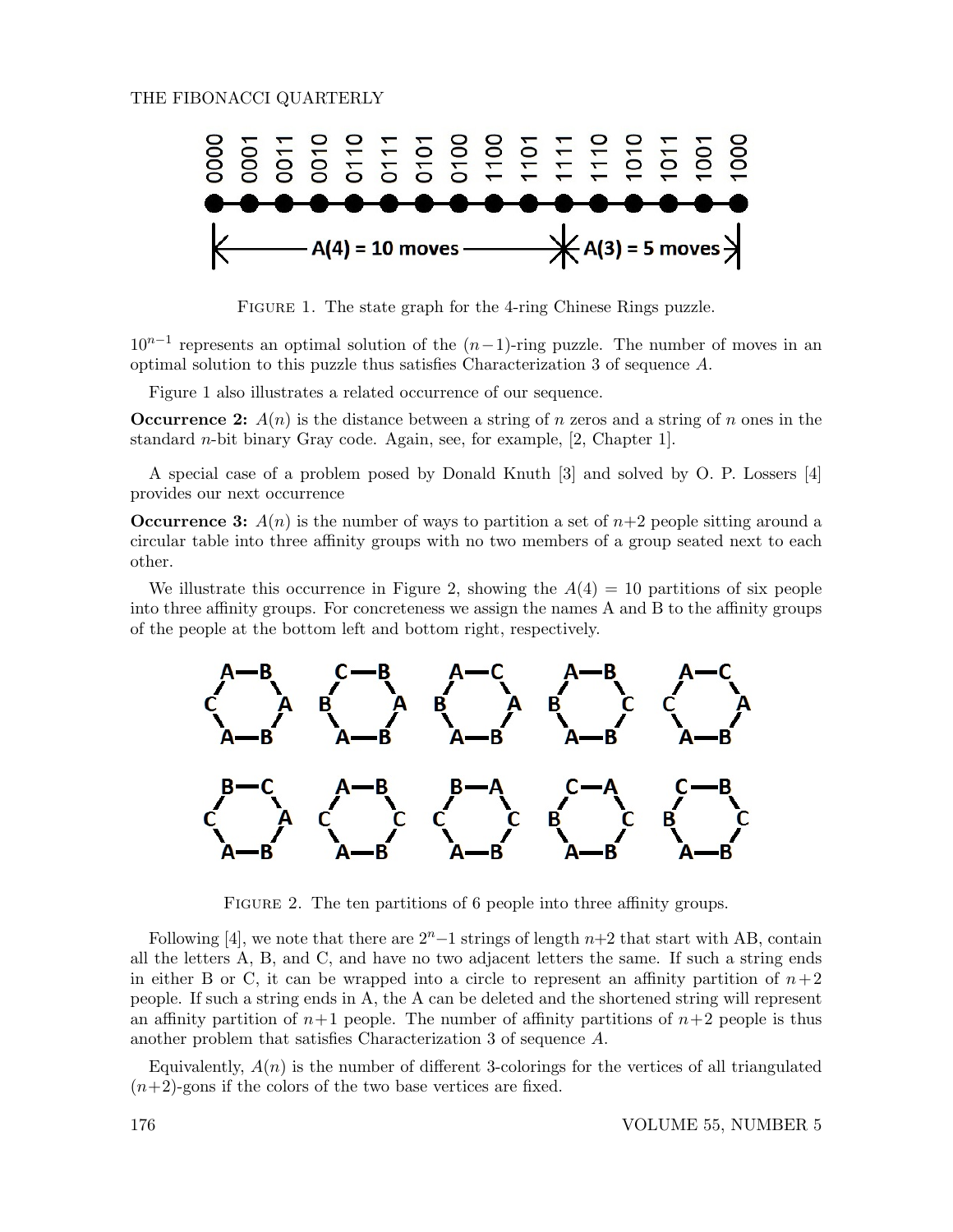FIGURE 1. The state graph for the 4-ring Chinese Rings puzzle.

$10^{n-1}$ represents an optimal solution of the $(n-1)$-ring puzzle. The number of moves in an optimal solution to this puzzle thus satisfies Characterization 3 of sequence $A$.

Figure 1 also illustrates a related occurrence of our sequence.

**Occurrence 2:** $A(n)$ is the distance between a string of $n$ zeros and a string of $n$ ones in the standard $n$-bit binary Gray code. Again, see, for example, [2, Chapter 1].

A special case of a problem posed by Donald Knuth [3] and solved by O. P. Lossers [4] provides our next occurrence

**Occurrence 3:** $A(n)$ is the number of ways to partition a set of $n+2$ people sitting around a circular table into three affinity groups with no two members of a group seated next to each other.

We illustrate this occurrence in Figure 2, showing the $A(4) = 10$ partitions of six people into three affinity groups. For concreteness we assign the names A and B to the affinity groups of the people at the bottom left and bottom right, respectively.

FIGURE 2. The ten partitions of 6 people into three affinity groups.

Following [4], we note that there are $2^n-1$ strings of length $n+2$ that start with AB, contain all the letters A, B, and C, and have no two adjacent letters the same. If such a string ends in either B or C, it can be wrapped into a circle to represent an affinity partition of $n+2$ people. If such a string ends in A, the A can be deleted and the shortened string will represent an affinity partition of $n+1$ people. The number of affinity partitions of $n+2$ people is thus another problem that satisfies Characterization 3 of sequence $A$.

Equivalently, $A(n)$ is the number of different 3-colorings for the vertices of all triangulated $(n+2)$-gons if the colors of the two base vertices are fixed.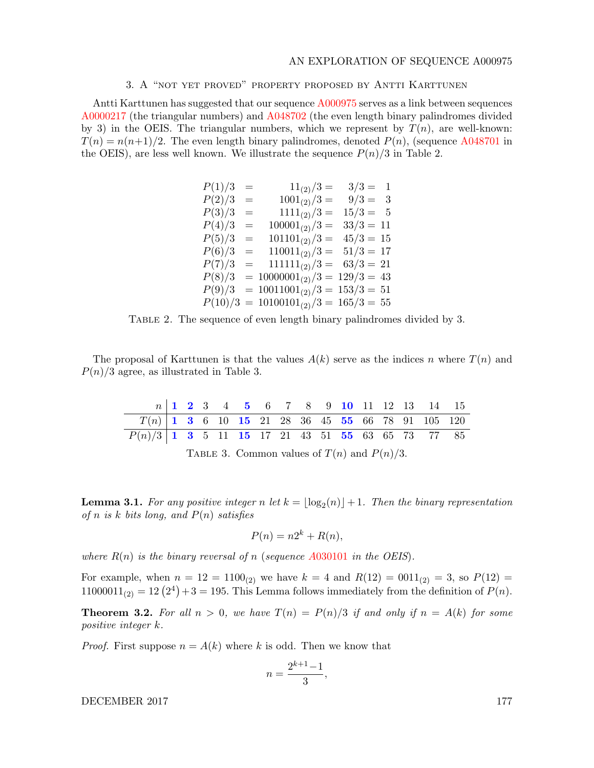## 3. A "not yet proved" property proposed by Antti Karttunen

Antti Karttunen has suggested that our sequence A000975 serves as a link between sequences A0000217 (the triangular numbers) and A048702 (the even length binary palindromes divided by 3) in the OEIS. The triangular numbers, which we represent by $T(n)$, are well-known: $T(n) = n(n+1)/2$. The even length binary palindromes, denoted $P(n)$, (sequence A048701 in the OEIS), are less well known. We illustrate the sequence $P(n)/3$ in Table 2.

$$
\begin{aligned}
P(1)/3 &= 11_{(2)}/3 = 3/3 = 1\\
P(2)/3 &= 1001_{(2)}/3 = 9/3 = 3\\
P(3)/3 &= 1111_{(2)}/3 = 15/3 = 5\\
P(4)/3 &= 100001_{(2)}/3 = 33/3 = 11\\
P(5)/3 &= 101101_{(2)}/3 = 45/3 = 15\\
P(6)/3 &= 110011_{(2)}/3 = 51/3 = 17\\
P(7)/3 &= 111111_{(2)}/3 = 63/3 = 21\\
P(8)/3 &= 10000001_{(2)}/3 = 129/3 = 43\\
P(9)/3 &= 10011001_{(2)}/3 = 153/3 = 51\\
P(10)/3 &= 10100101_{(2)}/3 = 165/3 = 55
\end{aligned}
$$

Table 2. The sequence of even length binary palindromes divided by 3.

The proposal of Karttunen is that the values $A(k)$ serve as the indices $n$ where $T(n)$ and $P(n)/3$ agree, as illustrated in Table 3.

| $n$ | **1** | **2** | 3 | 4 | **5** | 6 | 7 | 8 | 9 | **10** | 11 | 12 | 13 | 14 | 15 |
|---|---|---|---|---|---|---|---|---|---|---|---|---|---|---|---|
| $T(n)$ | **1** | **3** | 6 | 10 | **15** | 21 | 28 | 36 | 45 | **55** | 66 | 78 | 91 | 105 | 120 |
| $P(n)/3$ | **1** | **3** | 5 | 11 | **15** | 17 | 21 | 43 | 51 | **55** | 63 | 65 | 73 | 77 | 85 |

Table 3. Common values of $T(n)$ and $P(n)/3$.

**Lemma 3.1.** *For any positive integer $n$ let $k = \lfloor \log_2(n) \rfloor + 1$. Then the binary representation of $n$ is $k$ bits long, and $P(n)$ satisfies*

$$P(n) = n2^k + R(n),$$

*where $R(n)$ is the binary reversal of $n$ (sequence A030101 in the OEIS).*

For example, when $n = 12 = 1100_{(2)}$ we have $k = 4$ and $R(12) = 0011_{(2)} = 3$, so $P(12) = 11000011_{(2)} = 12\left(2^4\right) + 3 = 195$. This Lemma follows immediately from the definition of $P(n)$.

**Theorem 3.2.** *For all $n > 0$, we have $T(n) = P(n)/3$ if and only if $n = A(k)$ for some positive integer $k$.*

*Proof.* First suppose $n = A(k)$ where $k$ is odd. Then we know that

$$n = \frac{2^{k+1} - 1}{3},$$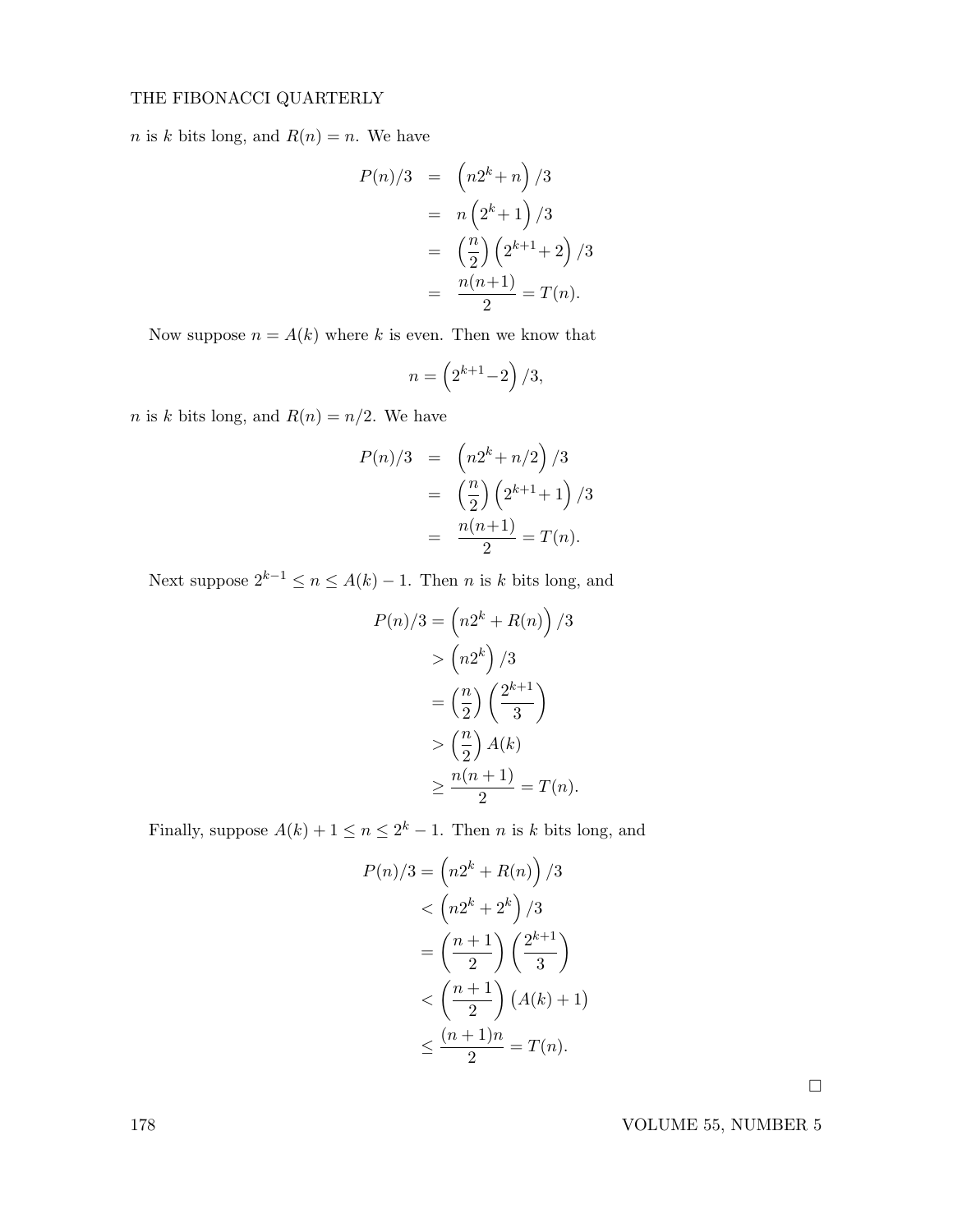$n$ is $k$ bits long, and $R(n) = n$. We have

$$
\begin{aligned}
P(n)/3 &= \left(n2^k + n\right)/3 \\
&= n\left(2^k + 1\right)/3 \\
&= \left(\frac{n}{2}\right)\left(2^{k+1} + 2\right)/3 \\
&= \frac{n(n+1)}{2} = T(n).
\end{aligned}
$$

Now suppose $n = A(k)$ where $k$ is even. Then we know that

$$
n = \left(2^{k+1} - 2\right)/3,
$$

$n$ is $k$ bits long, and $R(n) = n/2$. We have

$$
\begin{aligned}
P(n)/3 &= \left(n2^k + n/2\right)/3 \\
&= \left(\frac{n}{2}\right)\left(2^{k+1} + 1\right)/3 \\
&= \frac{n(n+1)}{2} = T(n).
\end{aligned}
$$

Next suppose $2^{k-1} \le n \le A(k) - 1$. Then $n$ is $k$ bits long, and

$$
\begin{aligned}
P(n)/3 &= \left(n2^k + R(n)\right)/3 \\
&> \left(n2^k\right)/3 \\
&= \left(\frac{n}{2}\right)\left(\frac{2^{k+1}}{3}\right) \\
&> \left(\frac{n}{2}\right)A(k) \\
&\ge \frac{n(n+1)}{2} = T(n).
\end{aligned}
$$

Finally, suppose $A(k) + 1 \le n \le 2^k - 1$. Then $n$ is $k$ bits long, and

$$
\begin{aligned}
P(n)/3 &= \left(n2^k + R(n)\right)/3 \\
&< \left(n2^k + 2^k\right)/3 \\
&= \left(\frac{n+1}{2}\right)\left(\frac{2^{k+1}}{3}\right) \\
&< \left(\frac{n+1}{2}\right)\left(A(k) + 1\right) \\
&\le \frac{(n+1)n}{2} = T(n).
\end{aligned}
$$

□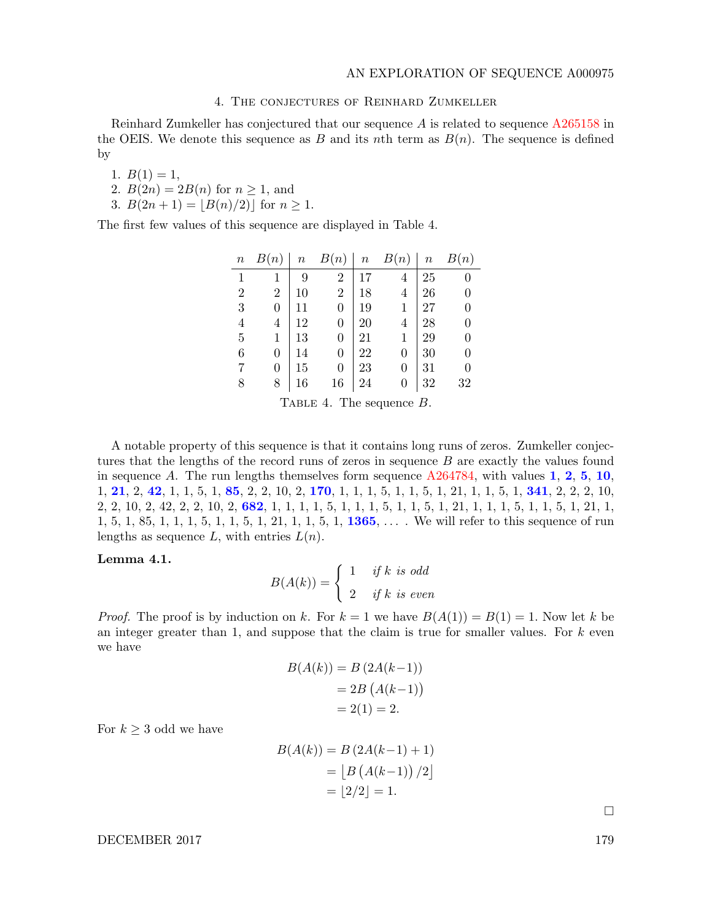## 4. The conjectures of Reinhard Zumkeller

Reinhard Zumkeller has conjectured that our sequence $A$ is related to sequence A265158 in the OEIS. We denote this sequence as $B$ and its $n$th term as $B(n)$. The sequence is defined by

1. $B(1) = 1$,
2. $B(2n) = 2B(n)$ for $n \geq 1$, and
3. $B(2n+1) = \lfloor B(n)/2 \rfloor$ for $n \geq 1$.

The first few values of this sequence are displayed in Table 4.

| $n$ | $B(n)$ | $n$ | $B(n)$ | $n$ | $B(n)$ | $n$ | $B(n)$ |
|---|---|---|---|---|---|---|---|
| 1 | 1 | 9 | 2 | 17 | 4 | 25 | 0 |
| 2 | 2 | 10 | 2 | 18 | 4 | 26 | 0 |
| 3 | 0 | 11 | 0 | 19 | 1 | 27 | 0 |
| 4 | 4 | 12 | 0 | 20 | 4 | 28 | 0 |
| 5 | 1 | 13 | 0 | 21 | 1 | 29 | 0 |
| 6 | 0 | 14 | 0 | 22 | 0 | 30 | 0 |
| 7 | 0 | 15 | 0 | 23 | 0 | 31 | 0 |
| 8 | 8 | 16 | 16 | 24 | 0 | 32 | 32 |

Table 4. The sequence $B$.

A notable property of this sequence is that it contains long runs of zeros. Zumkeller conjectures that the lengths of the record runs of zeros in sequence $B$ are exactly the values found in sequence $A$. The run lengths themselves form sequence A264784, with values **1**, **2**, **5**, **10**, 1, **21**, 2, **42**, 1, 1, 5, 1, **85**, 2, 2, 10, 2, **170**, 1, 1, 1, 5, 1, 1, 5, 1, 21, 1, 1, 5, 1, **341**, 2, 2, 2, 10, 2, 2, 10, 2, 42, 2, 2, 10, 2, **682**, 1, 1, 1, 1, 5, 1, 1, 1, 5, 1, 1, 5, 1, 21, 1, 1, 1, 5, 1, 1, 5, 1, 21, 1, 1, 5, 1, 85, 1, 1, 1, 5, 1, 1, 5, 1, 21, 1, 1, 5, 1, **1365**, ... . We will refer to this sequence of run lengths as sequence $L$, with entries $L(n)$.

**Lemma 4.1.**

$$B(A(k)) = \begin{cases} 1 & \text{if } k \text{ is odd} \\ 2 & \text{if } k \text{ is even} \end{cases}$$

*Proof.* The proof is by induction on $k$. For $k = 1$ we have $B(A(1)) = B(1) = 1$. Now let $k$ be an integer greater than 1, and suppose that the claim is true for smaller values. For $k$ even we have

$$\begin{aligned} B(A(k)) &= B\left(2A(k-1)\right) \\ &= 2B\left(A(k-1)\right) \\ &= 2(1) = 2. \end{aligned}$$

For $k \geq 3$ odd we have

$$\begin{aligned} B(A(k)) &= B\left(2A(k-1)+1\right) \\ &= \left\lfloor B\left(A(k-1)\right)/2 \right\rfloor \\ &= \lfloor 2/2 \rfloor = 1. \end{aligned}$$

□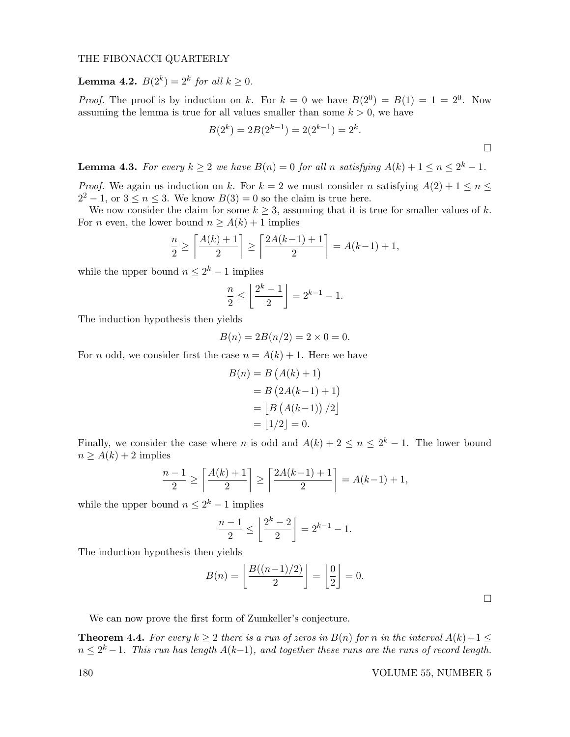**Lemma 4.2.** *$B(2^k) = 2^k$ for all $k \geq 0$.*

*Proof.* The proof is by induction on $k$. For $k = 0$ we have $B(2^0) = B(1) = 1 = 2^0$. Now assuming the lemma is true for all values smaller than some $k > 0$, we have

$$B(2^k) = 2B(2^{k-1}) = 2(2^{k-1}) = 2^k.$$

□

**Lemma 4.3.** *For every $k \geq 2$ we have $B(n) = 0$ for all $n$ satisfying $A(k) + 1 \leq n \leq 2^k - 1$.*

*Proof.* We again us induction on $k$. For $k = 2$ we must consider $n$ satisfying $A(2) + 1 \leq n \leq 2^2 - 1$, or $3 \leq n \leq 3$. We know $B(3) = 0$ so the claim is true here.

We now consider the claim for some $k \geq 3$, assuming that it is true for smaller values of $k$. For $n$ even, the lower bound $n \geq A(k) + 1$ implies

$$\frac{n}{2} \geq \left\lceil \frac{A(k)+1}{2} \right\rceil \geq \left\lceil \frac{2A(k-1)+1}{2} \right\rceil = A(k-1) + 1,$$

while the upper bound $n \leq 2^k - 1$ implies

$$\frac{n}{2} \leq \left\lfloor \frac{2^k - 1}{2} \right\rfloor = 2^{k-1} - 1.$$

The induction hypothesis then yields

$$B(n) = 2B(n/2) = 2 \times 0 = 0.$$

For $n$ odd, we consider first the case $n = A(k) + 1$. Here we have

$$\begin{aligned} B(n) &= B\left(A(k) + 1\right) \\ &= B\left(2A(k-1) + 1\right) \\ &= \left\lfloor B\left(A(k-1)\right)/2 \right\rfloor \\ &= \lfloor 1/2 \rfloor = 0. \end{aligned}$$

Finally, we consider the case where $n$ is odd and $A(k) + 2 \leq n \leq 2^k - 1$. The lower bound $n \geq A(k) + 2$ implies

$$\frac{n-1}{2} \geq \left\lceil \frac{A(k)+1}{2} \right\rceil \geq \left\lceil \frac{2A(k-1)+1}{2} \right\rceil = A(k-1) + 1,$$

while the upper bound $n \leq 2^k - 1$ implies

$$\frac{n-1}{2} \leq \left\lfloor \frac{2^k - 2}{2} \right\rfloor = 2^{k-1} - 1.$$

The induction hypothesis then yields

$$B(n) = \left\lfloor \frac{B((n-1)/2)}{2} \right\rfloor = \left\lfloor \frac{0}{2} \right\rfloor = 0.$$

□

We can now prove the first form of Zumkeller's conjecture.

**Theorem 4.4.** *For every $k \geq 2$ there is a run of zeros in $B(n)$ for $n$ in the interval $A(k)+1 \leq n \leq 2^k - 1$. This run has length $A(k-1)$, and together these runs are the runs of record length.*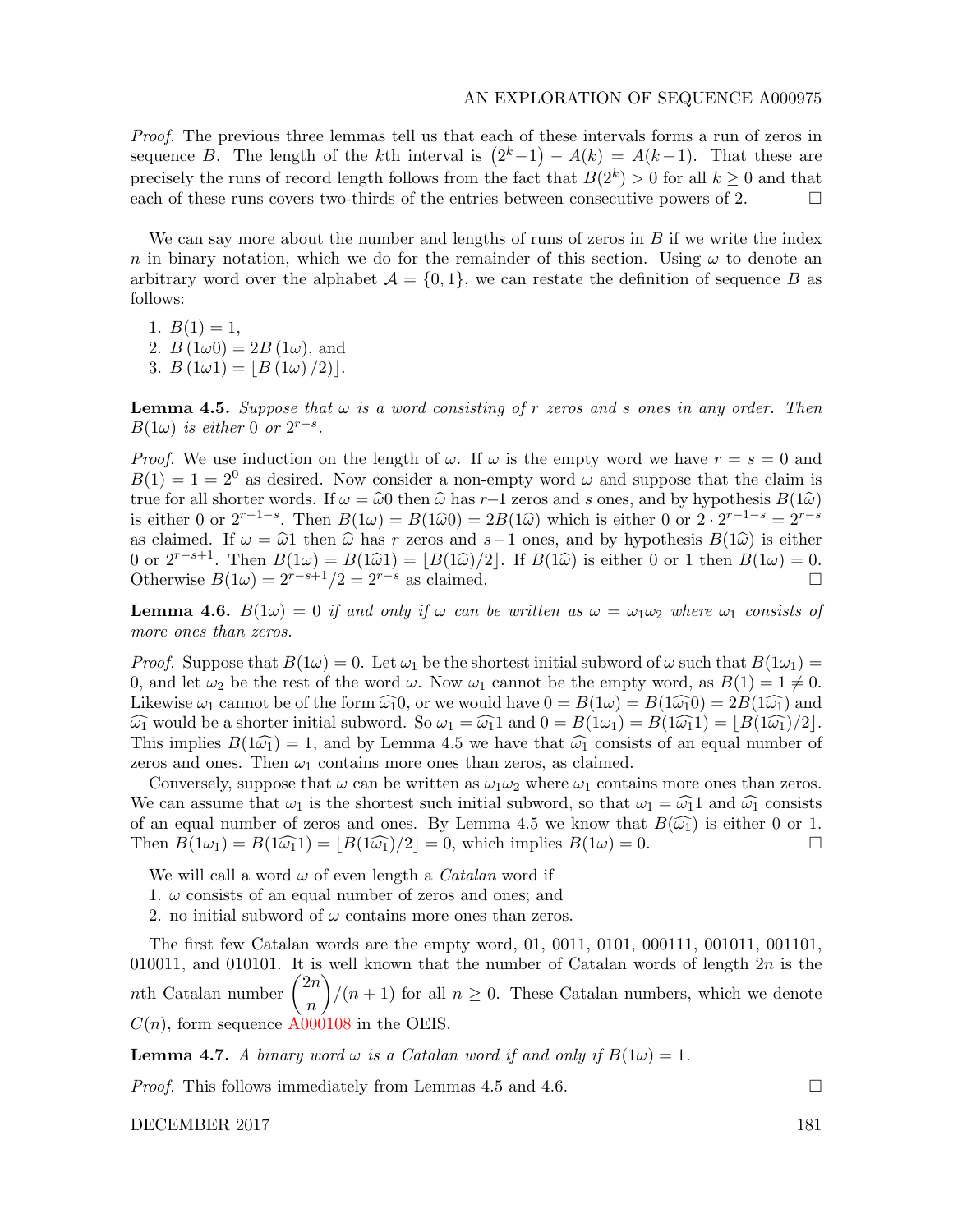*Proof.* The previous three lemmas tell us that each of these intervals forms a run of zeros in sequence $B$. The length of the $k$th interval is $\left(2^k - 1\right) - A(k) = A(k-1)$. That these are precisely the runs of record length follows from the fact that $B(2^k) > 0$ for all $k \geq 0$ and that each of these runs covers two-thirds of the entries between consecutive powers of 2. $\square$

We can say more about the number and lengths of runs of zeros in $B$ if we write the index $n$ in binary notation, which we do for the remainder of this section. Using $\omega$ to denote an arbitrary word over the alphabet $\mathcal{A} = \{0, 1\}$, we can restate the definition of sequence $B$ as follows:

1. $B(1) = 1$,
2. $B(1\omega 0) = 2B(1\omega)$, and
3. $B(1\omega 1) = \lfloor B(1\omega)/2 \rfloor$.

**Lemma 4.5.** *Suppose that $\omega$ is a word consisting of $r$ zeros and $s$ ones in any order. Then $B(1\omega)$ is either 0 or $2^{r-s}$.*

*Proof.* We use induction on the length of $\omega$. If $\omega$ is the empty word we have $r = s = 0$ and $B(1) = 1 = 2^0$ as desired. Now consider a non-empty word $\omega$ and suppose that the claim is true for all shorter words. If $\omega = \widehat{\omega}0$ then $\widehat{\omega}$ has $r-1$ zeros and $s$ ones, and by hypothesis $B(1\widehat{\omega})$ is either 0 or $2^{r-1-s}$. Then $B(1\omega) = B(1\widehat{\omega}0) = 2B(1\widehat{\omega})$ which is either 0 or $2 \cdot 2^{r-1-s} = 2^{r-s}$ as claimed. If $\omega = \widehat{\omega}1$ then $\widehat{\omega}$ has $r$ zeros and $s-1$ ones, and by hypothesis $B(1\widehat{\omega})$ is either 0 or $2^{r-s+1}$. Then $B(1\omega) = B(1\widehat{\omega}1) = \lfloor B(1\widehat{\omega})/2 \rfloor$. If $B(1\widehat{\omega})$ is either 0 or 1 then $B(1\omega) = 0$. Otherwise $B(1\omega) = 2^{r-s+1}/2 = 2^{r-s}$ as claimed. $\square$

**Lemma 4.6.** *$B(1\omega) = 0$ if and only if $\omega$ can be written as $\omega = \omega_1\omega_2$ where $\omega_1$ consists of more ones than zeros.*

*Proof.* Suppose that $B(1\omega) = 0$. Let $\omega_1$ be the shortest initial subword of $\omega$ such that $B(1\omega_1) = 0$, and let $\omega_2$ be the rest of the word $\omega$. Now $\omega_1$ cannot be the empty word, as $B(1) = 1 \neq 0$. Likewise $\omega_1$ cannot be of the form $\widehat{\omega_1}0$, or we would have $0 = B(1\omega) = B(1\widehat{\omega_1}0) = 2B(1\widehat{\omega_1})$ and $\widehat{\omega_1}$ would be a shorter initial subword. So $\omega_1 = \widehat{\omega_1}1$ and $0 = B(1\omega_1) = B(1\widehat{\omega_1}1) = \lfloor B(1\widehat{\omega_1})/2 \rfloor$. This implies $B(1\widehat{\omega_1}) = 1$, and by Lemma 4.5 we have that $\widehat{\omega_1}$ consists of an equal number of zeros and ones. Then $\omega_1$ contains more ones than zeros, as claimed.

Conversely, suppose that $\omega$ can be written as $\omega_1\omega_2$ where $\omega_1$ contains more ones than zeros. We can assume that $\omega_1$ is the shortest such initial subword, so that $\omega_1 = \widehat{\omega_1}1$ and $\widehat{\omega_1}$ consists of an equal number of zeros and ones. By Lemma 4.5 we know that $B(\widehat{\omega_1})$ is either 0 or 1. Then $B(1\omega_1) = B(1\widehat{\omega_1}1) = \lfloor B(1\widehat{\omega_1})/2 \rfloor = 0$, which implies $B(1\omega) = 0$. $\square$

We will call a word $\omega$ of even length a *Catalan* word if
1. $\omega$ consists of an equal number of zeros and ones; and
2. no initial subword of $\omega$ contains more ones than zeros.

The first few Catalan words are the empty word, 01, 0011, 0101, 000111, 001011, 001101, 010011, and 010101. It is well known that the number of Catalan words of length $2n$ is the $n$th Catalan number $\binom{2n}{n}/(n+1)$ for all $n \geq 0$. These Catalan numbers, which we denote $C(n)$, form sequence A000108 in the OEIS.

**Lemma 4.7.** *A binary word $\omega$ is a Catalan word if and only if $B(1\omega) = 1$.*

*Proof.* This follows immediately from Lemmas 4.5 and 4.6. $\square$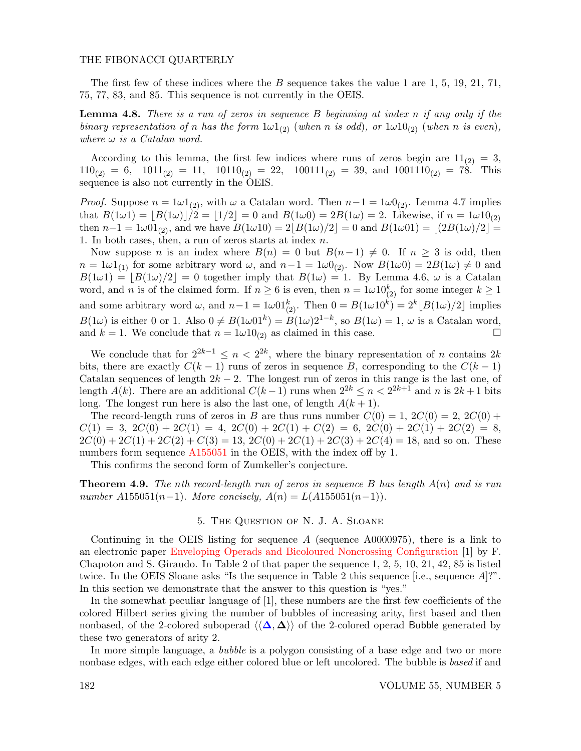The first few of these indices where the $B$ sequence takes the value 1 are 1, 5, 19, 21, 71, 75, 77, 83, and 85. This sequence is not currently in the OEIS.

**Lemma 4.8.** *There is a run of zeros in sequence $B$ beginning at index $n$ if any only if the binary representation of $n$ has the form $1\omega1_{(2)}$ (when $n$ is odd), or $1\omega10_{(2)}$ (when $n$ is even), where $\omega$ is a Catalan word.*

According to this lemma, the first few indices where runs of zeros begin are $11_{(2)} = 3$, $110_{(2)} = 6$, $1011_{(2)} = 11$, $10110_{(2)} = 22$, $100111_{(2)} = 39$, and $1001110_{(2)} = 78$. This sequence is also not currently in the OEIS.

*Proof.* Suppose $n = 1\omega1_{(2)}$, with $\omega$ a Catalan word. Then $n-1 = 1\omega0_{(2)}$. Lemma 4.7 implies that $B(1\omega1) = \lfloor B(1\omega)\rfloor/2 = \lfloor 1/2\rfloor = 0$ and $B(1\omega0) = 2B(1\omega) = 2$. Likewise, if $n = 1\omega10_{(2)}$ then $n-1 = 1\omega01_{(2)}$, and we have $B(1\omega10) = 2\lfloor B(1\omega)/2\rfloor = 0$ and $B(1\omega01) = \lfloor(2B(1\omega)/2\rfloor = 1$. In both cases, then, a run of zeros starts at index $n$.

Now suppose $n$ is an index where $B(n) = 0$ but $B(n-1) \neq 0$. If $n \geq 3$ is odd, then $n = 1\omega1_{(1)}$ for some arbitrary word $\omega$, and $n-1 = 1\omega0_{(2)}$. Now $B(1\omega0) = 2B(1\omega) \neq 0$ and $B(1\omega1) = \lfloor B(1\omega)/2\rfloor = 0$ together imply that $B(1\omega) = 1$. By Lemma 4.6, $\omega$ is a Catalan word, and $n$ is of the claimed form. If $n \geq 6$ is even, then $n = 1\omega10^k_{(2)}$ for some integer $k \geq 1$ and some arbitrary word $\omega$, and $n-1 = 1\omega01^k_{(2)}$. Then $0 = B(1\omega10^k) = 2^k\lfloor B(1\omega)/2\rfloor$ implies $B(1\omega)$ is either 0 or 1. Also $0 \neq B(1\omega01^k) = B(1\omega)2^{1-k}$, so $B(1\omega) = 1$, $\omega$ is a Catalan word, and $k = 1$. We conclude that $n = 1\omega10_{(2)}$ as claimed in this case. $\square$

We conclude that for $2^{2k-1} \leq n < 2^{2k}$, where the binary representation of $n$ contains $2k$ bits, there are exactly $C(k-1)$ runs of zeros in sequence $B$, corresponding to the $C(k-1)$ Catalan sequences of length $2k-2$. The longest run of zeros in this range is the last one, of length $A(k)$. There are an additional $C(k-1)$ runs when $2^{2k} \leq n < 2^{2k+1}$ and $n$ is $2k+1$ bits long. The longest run here is also the last one, of length $A(k+1)$.

The record-length runs of zeros in $B$ are thus runs number $C(0) = 1$, $2C(0) = 2$, $2C(0) + C(1) = 3$, $2C(0) + 2C(1) = 4$, $2C(0) + 2C(1) + C(2) = 6$, $2C(0) + 2C(1) + 2C(2) = 8$, $2C(0) + 2C(1) + 2C(2) + C(3) = 13$, $2C(0) + 2C(1) + 2C(3) + 2C(4) = 18$, and so on. These numbers form sequence A155051 in the OEIS, with the index off by 1.

This confirms the second form of Zumkeller's conjecture.

**Theorem 4.9.** *The nth record-length run of zeros in sequence $B$ has length $A(n)$ and is run number A155051$(n-1)$. More concisely, $A(n) = L(\text{A155051}(n-1))$.*

## 5. The Question of N. J. A. Sloane

Continuing in the OEIS listing for sequence $A$ (sequence A0000975), there is a link to an electronic paper Enveloping Operads and Bicoloured Noncrossing Configuration [1] by F. Chapoton and S. Giraudo. In Table 2 of that paper the sequence 1, 2, 5, 10, 21, 42, 85 is listed twice. In the OEIS Sloane asks "Is the sequence in Table 2 this sequence [i.e., sequence $A$]?". In this section we demonstrate that the answer to this question is "yes."

In the somewhat peculiar language of [1], these numbers are the first few coefficients of the colored Hilbert series giving the number of bubbles of increasing arity, first based and then nonbased, of the 2-colored suboperad $\langle\langle \boldsymbol{\Delta}, \boldsymbol{\Delta}\rangle\rangle$ of the 2-colored operad Bubble generated by these two generators of arity 2.

In more simple language, a *bubble* is a polygon consisting of a base edge and two or more nonbase edges, with each edge either colored blue or left uncolored. The bubble is *based* if and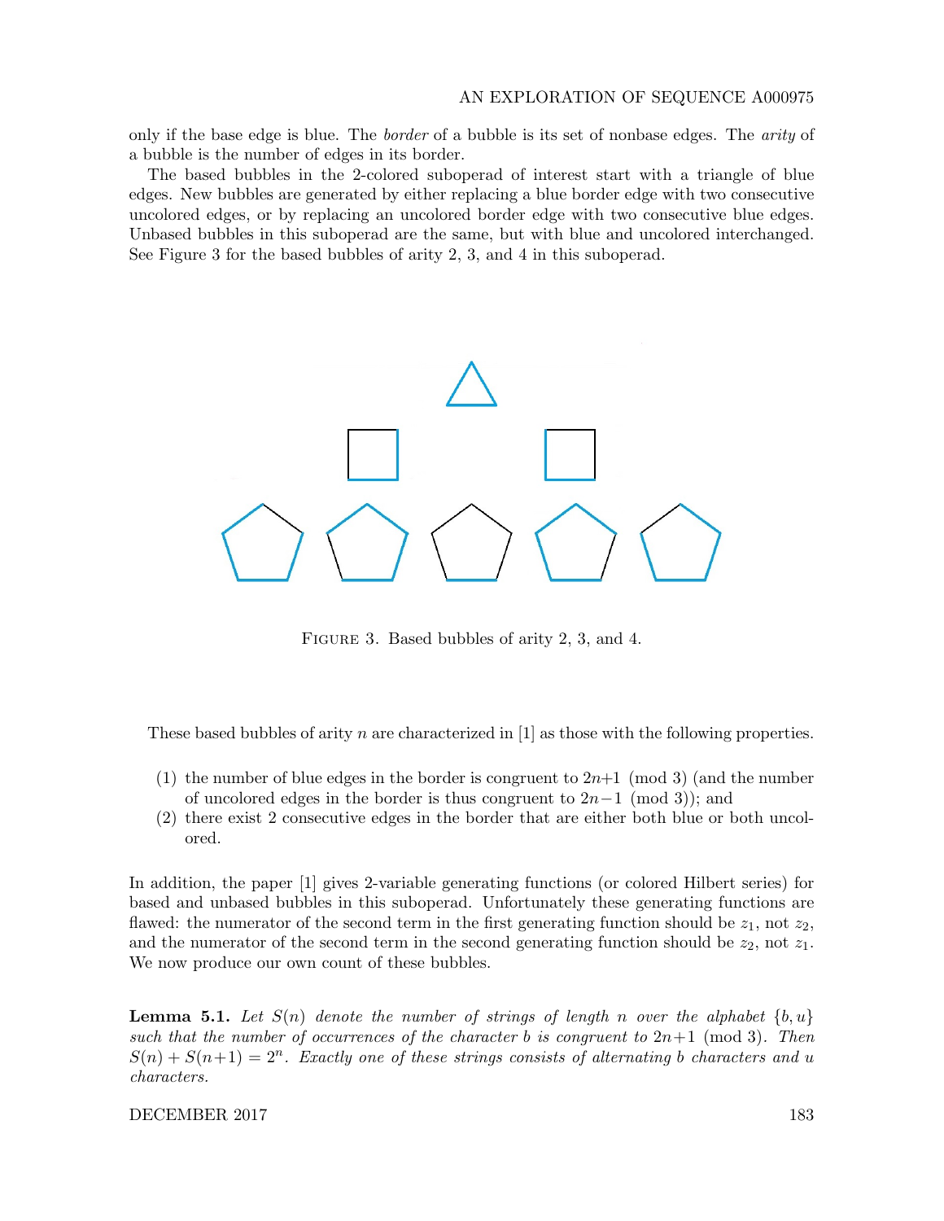only if the base edge is blue. The *border* of a bubble is its set of nonbase edges. The *arity* of a bubble is the number of edges in its border.

The based bubbles in the 2-colored suboperad of interest start with a triangle of blue edges. New bubbles are generated by either replacing a blue border edge with two consecutive uncolored edges, or by replacing an uncolored border edge with two consecutive blue edges. Unbased bubbles in this suboperad are the same, but with blue and uncolored interchanged. See Figure 3 for the based bubbles of arity 2, 3, and 4 in this suboperad.

Figure 3. Based bubbles of arity 2, 3, and 4.

These based bubbles of arity $n$ are characterized in [1] as those with the following properties.

1. the number of blue edges in the border is congruent to $2n+1 \pmod 3$ (and the number of uncolored edges in the border is thus congruent to $2n-1 \pmod 3$); and
2. there exist 2 consecutive edges in the border that are either both blue or both uncolored.

In addition, the paper [1] gives 2-variable generating functions (or colored Hilbert series) for based and unbased bubbles in this suboperad. Unfortunately these generating functions are flawed: the numerator of the second term in the first generating function should be $z_1$, not $z_2$, and the numerator of the second term in the second generating function should be $z_2$, not $z_1$. We now produce our own count of these bubbles.

**Lemma 5.1.** *Let $S(n)$ denote the number of strings of length $n$ over the alphabet $\{b, u\}$ such that the number of occurrences of the character $b$ is congruent to $2n+1 \pmod 3$. Then $S(n) + S(n+1) = 2^n$. Exactly one of these strings consists of alternating $b$ characters and $u$ characters.*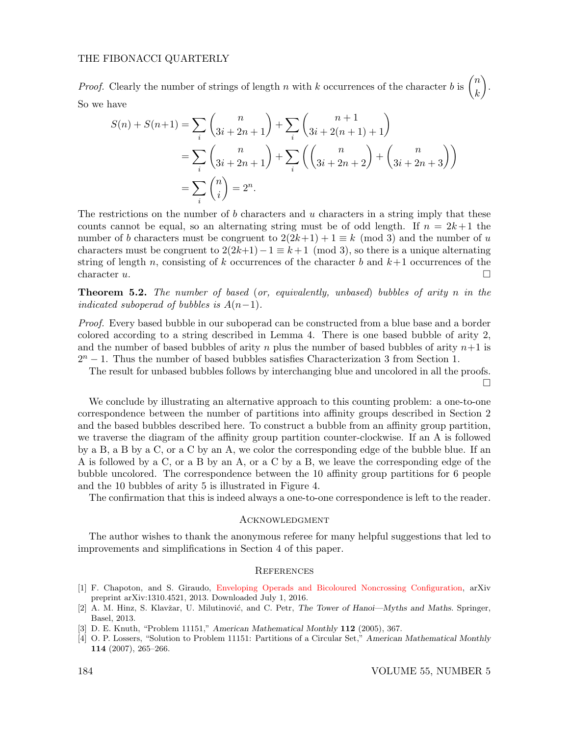*Proof.* Clearly the number of strings of length $n$ with $k$ occurrences of the character $b$ is $\binom{n}{k}$. So we have

$$
\begin{aligned}
S(n) + S(n{+}1) &= \sum_i \binom{n}{3i+2n+1} + \sum_i \binom{n+1}{3i+2(n+1)+1} \\
&= \sum_i \binom{n}{3i+2n+1} + \sum_i \left( \binom{n}{3i+2n+2} + \binom{n}{3i+2n+3} \right) \\
&= \sum_i \binom{n}{i} = 2^n.
\end{aligned}
$$

The restrictions on the number of $b$ characters and $u$ characters in a string imply that these counts cannot be equal, so an alternating string must be of odd length. If $n = 2k{+}1$ the number of $b$ characters must be congruent to $2(2k{+}1) + 1 \equiv k \pmod 3$ and the number of $u$ characters must be congruent to $2(2k{+}1) - 1 \equiv k{+}1 \pmod 3$, so there is a unique alternating string of length $n$, consisting of $k$ occurrences of the character $b$ and $k{+}1$ occurrences of the character $u$. □

**Theorem 5.2.** *The number of based* (*or, equivalently, unbased*) *bubbles of arity $n$ in the indicated suboperad of bubbles is $A(n{-}1)$.*

*Proof.* Every based bubble in our suboperad can be constructed from a blue base and a border colored according to a string described in Lemma 4. There is one based bubble of arity 2, and the number of based bubbles of arity $n$ plus the number of based bubbles of arity $n{+}1$ is $2^n - 1$. Thus the number of based bubbles satisfies Characterization 3 from Section 1.

The result for unbased bubbles follows by interchanging blue and uncolored in all the proofs. □

We conclude by illustrating an alternative approach to this counting problem: a one-to-one correspondence between the number of partitions into affinity groups described in Section 2 and the based bubbles described here. To construct a bubble from an affinity group partition, we traverse the diagram of the affinity group partition counter-clockwise. If an A is followed by a B, a B by a C, or a C by an A, we color the corresponding edge of the bubble blue. If an A is followed by a C, or a B by an A, or a C by a B, we leave the corresponding edge of the bubble uncolored. The correspondence between the 10 affinity group partitions for 6 people and the 10 bubbles of arity 5 is illustrated in Figure 4.

The confirmation that this is indeed always a one-to-one correspondence is left to the reader.

## Acknowledgment

The author wishes to thank the anonymous referee for many helpful suggestions that led to improvements and simplifications in Section 4 of this paper.

## References

[1] F. Chapoton, and S. Giraudo, Enveloping Operads and Bicoloured Noncrossing Configuration, arXiv preprint arXiv:1310.4521, 2013. Downloaded July 1, 2016.

[2] A. M. Hinz, S. Klavžar, U. Milutinović, and C. Petr, *The Tower of Hanoi—Myths and Maths.* Springer, Basel, 2013.

[3] D. E. Knuth, "Problem 11151," *American Mathematical Monthly* **112** (2005), 367.

[4] O. P. Lossers, "Solution to Problem 11151: Partitions of a Circular Set," *American Mathematical Monthly* **114** (2007), 265–266.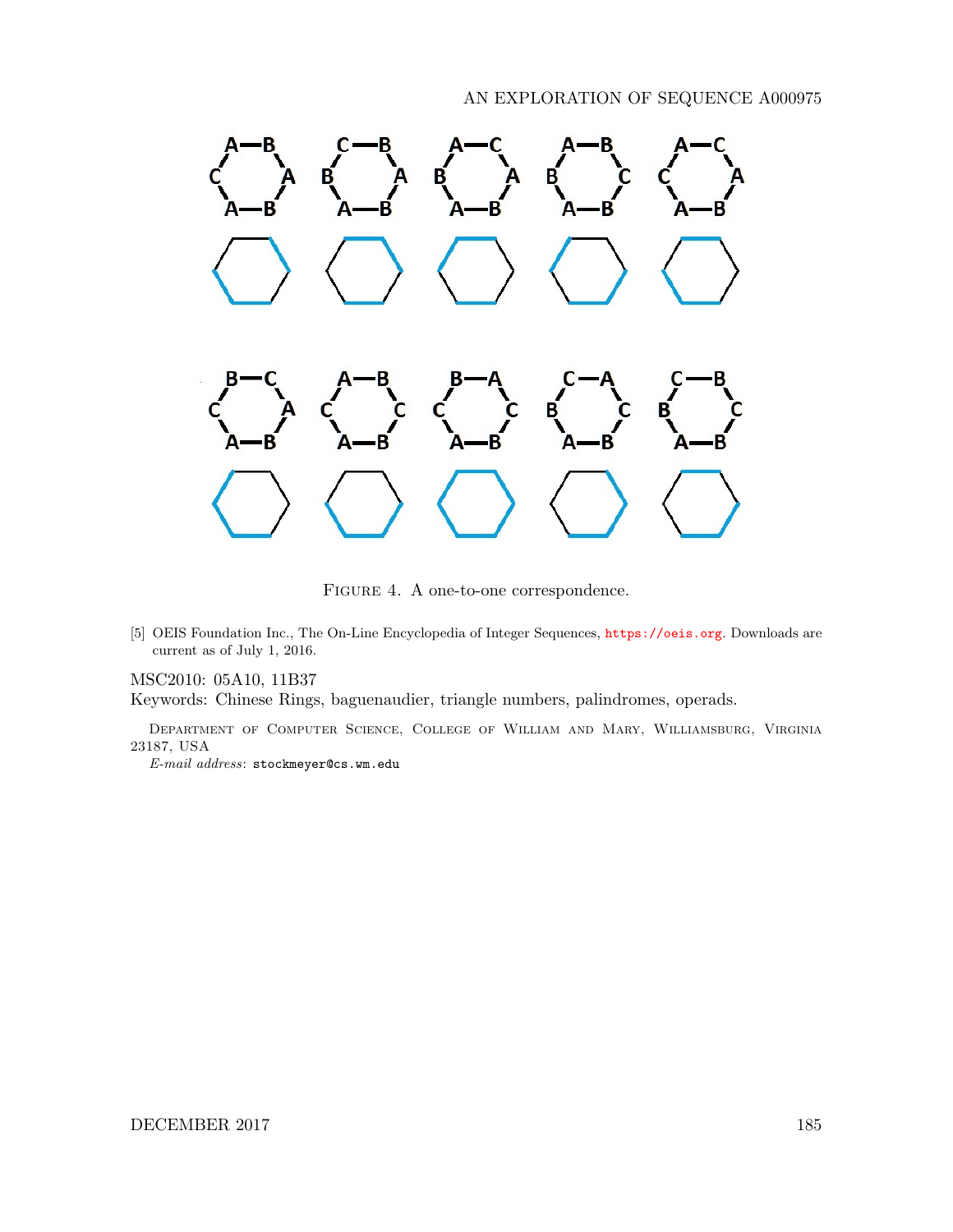FIGURE 4. A one-to-one correspondence.

[5] OEIS Foundation Inc., The On-Line Encyclopedia of Integer Sequences, https://oeis.org. Downloads are current as of July 1, 2016.

MSC2010: 05A10, 11B37

Keywords: Chinese Rings, baguenaudier, triangle numbers, palindromes, operads.

DEPARTMENT OF COMPUTER SCIENCE, COLLEGE OF WILLIAM AND MARY, WILLIAMSBURG, VIRGINIA 23187, USA

*E-mail address*: stockmeyer@cs.wm.edu